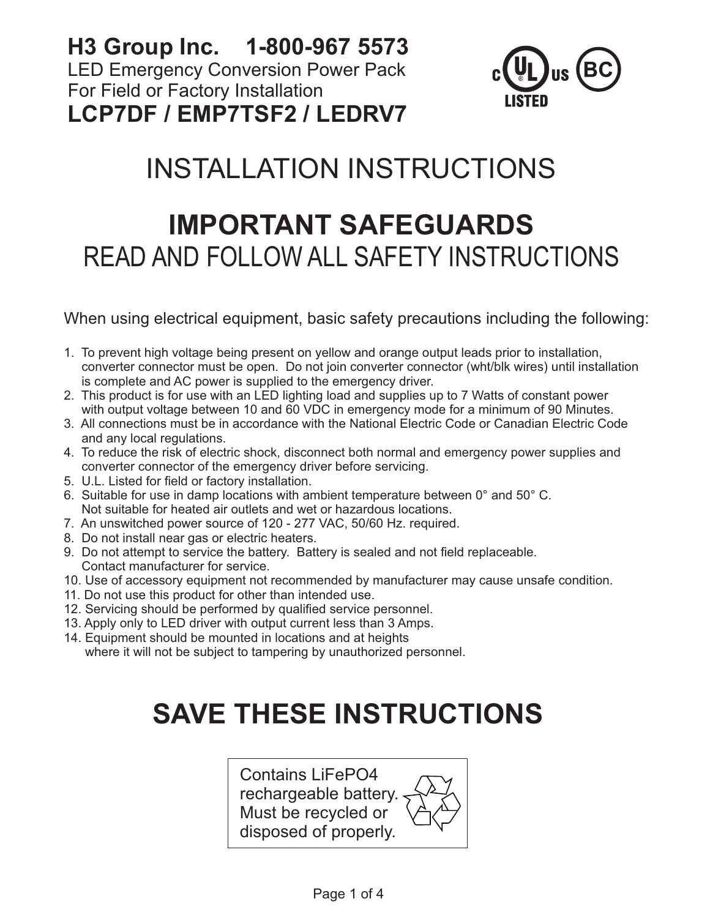**H3 Group Inc. 1-800-967 5573**
LED Emergency Conversion Power Pack
For Field or Factory Installation
**LCP7DF / EMP7TSF2 / LEDRV7**

c UL us LISTED BC

# INSTALLATION INSTRUCTIONS

# IMPORTANT SAFEGUARDS

## READ AND FOLLOW ALL SAFETY INSTRUCTIONS

When using electrical equipment, basic safety precautions including the following:

1. To prevent high voltage being present on yellow and orange output leads prior to installation, converter connector must be open. Do not join converter connector (wht/blk wires) until installation is complete and AC power is supplied to the emergency driver.
2. This product is for use with an LED lighting load and supplies up to 7 Watts of constant power with output voltage between 10 and 60 VDC in emergency mode for a minimum of 90 Minutes.
3. All connections must be in accordance with the National Electric Code or Canadian Electric Code and any local regulations.
4. To reduce the risk of electric shock, disconnect both normal and emergency power supplies and converter connector of the emergency driver before servicing.
5. U.L. Listed for field or factory installation.
6. Suitable for use in damp locations with ambient temperature between 0° and 50° C. Not suitable for heated air outlets and wet or hazardous locations.
7. An unswitched power source of 120 - 277 VAC, 50/60 Hz. required.
8. Do not install near gas or electric heaters.
9. Do not attempt to service the battery. Battery is sealed and not field replaceable. Contact manufacturer for service.
10. Use of accessory equipment not recommended by manufacturer may cause unsafe condition.
11. Do not use this product for other than intended use.
12. Servicing should be performed by qualified service personnel.
13. Apply only to LED driver with output current less than 3 Amps.
14. Equipment should be mounted in locations and at heights where it will not be subject to tampering by unauthorized personnel.

# SAVE THESE INSTRUCTIONS

Contains $LiFePO_4$ rechargeable battery. Must be recycled or disposed of properly.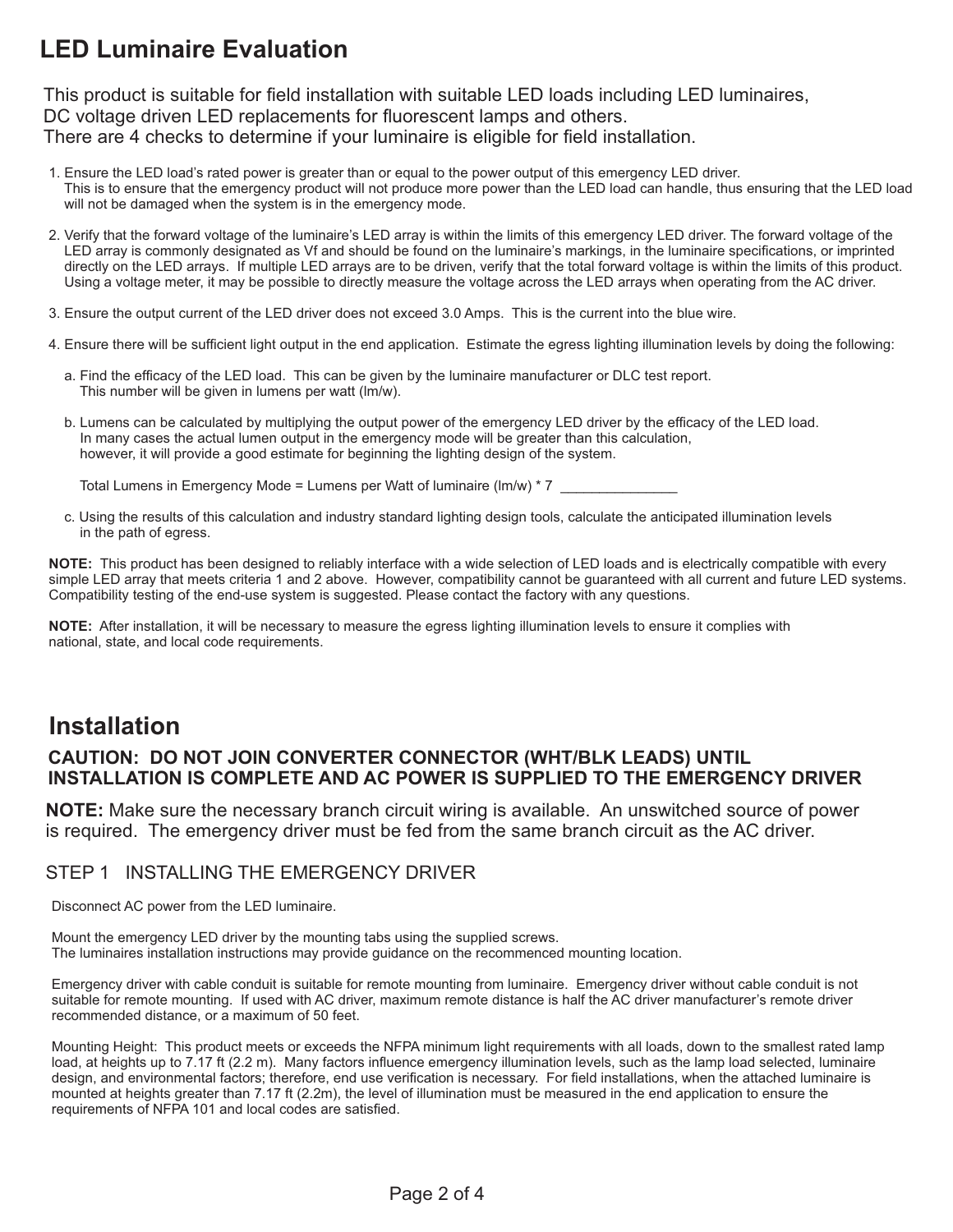# LED Luminaire Evaluation

This product is suitable for field installation with suitable LED loads including LED luminaires, DC voltage driven LED replacements for fluorescent lamps and others.
There are 4 checks to determine if your luminaire is eligible for field installation.

1. Ensure the LED load's rated power is greater than or equal to the power output of this emergency LED driver. This is to ensure that the emergency product will not produce more power than the LED load can handle, thus ensuring that the LED load will not be damaged when the system is in the emergency mode.

2. Verify that the forward voltage of the luminaire's LED array is within the limits of this emergency LED driver. The forward voltage of the LED array is commonly designated as Vf and should be found on the luminaire's markings, in the luminaire specifications, or imprinted directly on the LED arrays. If multiple LED arrays are to be driven, verify that the total forward voltage is within the limits of this product. Using a voltage meter, it may be possible to directly measure the voltage across the LED arrays when operating from the AC driver.

3. Ensure the output current of the LED driver does not exceed 3.0 Amps. This is the current into the blue wire.

4. Ensure there will be sufficient light output in the end application. Estimate the egress lighting illumination levels by doing the following:

   a. Find the efficacy of the LED load. This can be given by the luminaire manufacturer or DLC test report. This number will be given in lumens per watt (lm/w).

   b. Lumens can be calculated by multiplying the output power of the emergency LED driver by the efficacy of the LED load. In many cases the actual lumen output in the emergency mode will be greater than this calculation, however, it will provide a good estimate for beginning the lighting design of the system.

      Total Lumens in Emergency Mode = Lumens per Watt of luminaire (lm/w) * 7 _______________

   c. Using the results of this calculation and industry standard lighting design tools, calculate the anticipated illumination levels in the path of egress.

**NOTE:** This product has been designed to reliably interface with a wide selection of LED loads and is electrically compatible with every simple LED array that meets criteria 1 and 2 above. However, compatibility cannot be guaranteed with all current and future LED systems. Compatibility testing of the end-use system is suggested. Please contact the factory with any questions.

**NOTE:** After installation, it will be necessary to measure the egress lighting illumination levels to ensure it complies with national, state, and local code requirements.

# Installation

**CAUTION: DO NOT JOIN CONVERTER CONNECTOR (WHT/BLK LEADS) UNTIL INSTALLATION IS COMPLETE AND AC POWER IS SUPPLIED TO THE EMERGENCY DRIVER**

**NOTE:** Make sure the necessary branch circuit wiring is available. An unswitched source of power is required. The emergency driver must be fed from the same branch circuit as the AC driver.

## STEP 1 INSTALLING THE EMERGENCY DRIVER

Disconnect AC power from the LED luminaire.

Mount the emergency LED driver by the mounting tabs using the supplied screws.
The luminaires installation instructions may provide guidance on the recommenced mounting location.

Emergency driver with cable conduit is suitable for remote mounting from luminaire. Emergency driver without cable conduit is not suitable for remote mounting. If used with AC driver, maximum remote distance is half the AC driver manufacturer's remote driver recommended distance, or a maximum of 50 feet.

Mounting Height: This product meets or exceeds the NFPA minimum light requirements with all loads, down to the smallest rated lamp load, at heights up to 7.17 ft (2.2 m). Many factors influence emergency illumination levels, such as the lamp load selected, luminaire design, and environmental factors; therefore, end use verification is necessary. For field installations, when the attached luminaire is mounted at heights greater than 7.17 ft (2.2m), the level of illumination must be measured in the end application to ensure the requirements of NFPA 101 and local codes are satisfied.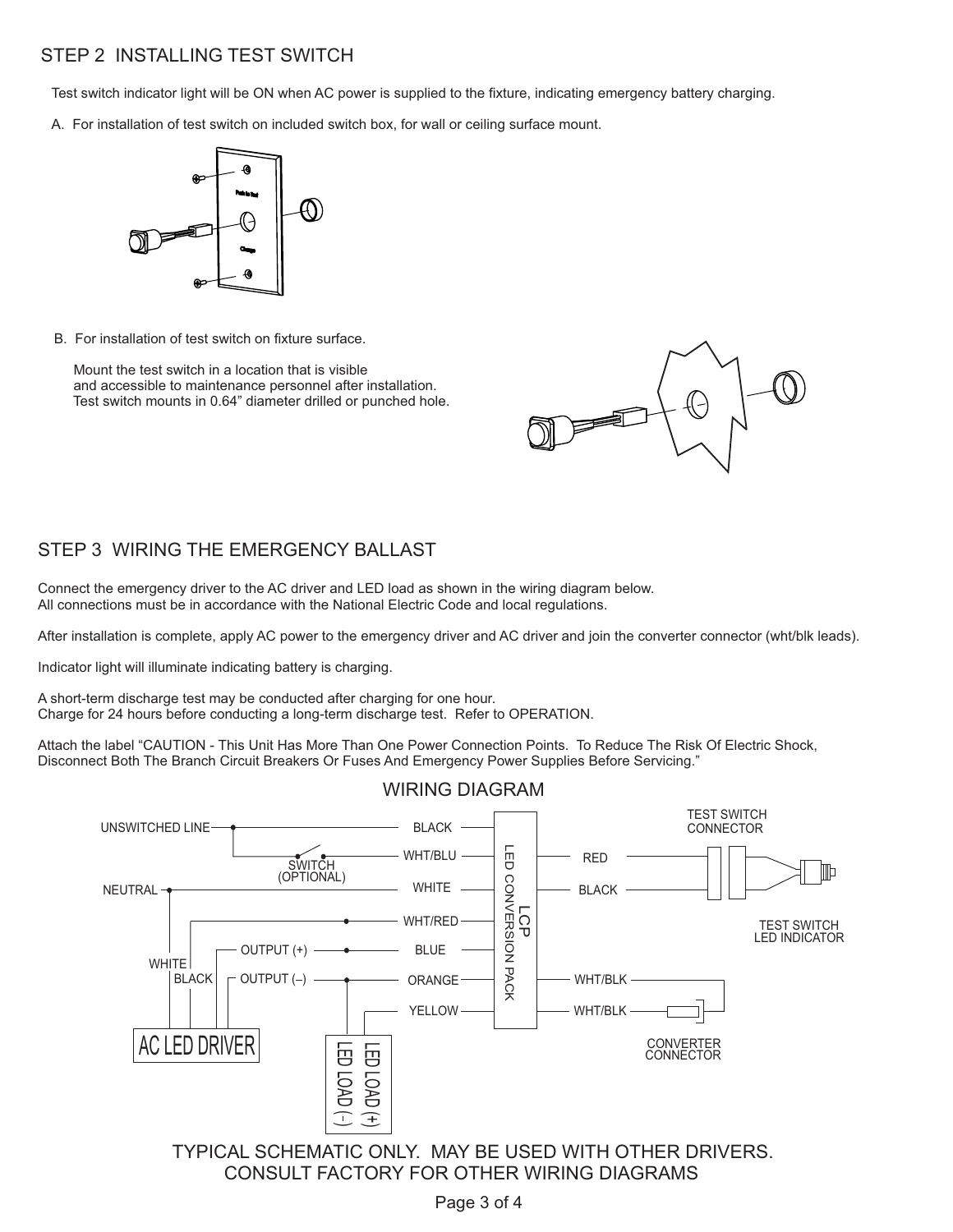## STEP 2 INSTALLING TEST SWITCH

Test switch indicator light will be ON when AC power is supplied to the fixture, indicating emergency battery charging.

A. For installation of test switch on included switch box, for wall or ceiling surface mount.

Push to Test

Charge

B. For installation of test switch on fixture surface.

Mount the test switch in a location that is visible and accessible to maintenance personnel after installation. Test switch mounts in 0.64" diameter drilled or punched hole.

## STEP 3 WIRING THE EMERGENCY BALLAST

Connect the emergency driver to the AC driver and LED load as shown in the wiring diagram below. All connections must be in accordance with the National Electric Code and local regulations.

After installation is complete, apply AC power to the emergency driver and AC driver and join the converter connector (wht/blk leads).

Indicator light will illuminate indicating battery is charging.

A short-term discharge test may be conducted after charging for one hour. Charge for 24 hours before conducting a long-term discharge test. Refer to OPERATION.

Attach the label "CAUTION - This Unit Has More Than One Power Connection Points. To Reduce The Risk Of Electric Shock, Disconnect Both The Branch Circuit Breakers Or Fuses And Emergency Power Supplies Before Servicing."

### WIRING DIAGRAM

UNSWITCHED LINE — BLACK
SWITCH (OPTIONAL) — WHT/BLU
NEUTRAL — WHITE
WHT/RED
OUTPUT (+) — BLUE
OUTPUT (–) — ORANGE
YELLOW

LCP LED CONVERSION PACK

RED, BLACK — TEST SWITCH CONNECTOR — TEST SWITCH LED INDICATOR

WHT/BLK, WHT/BLK — CONVERTER CONNECTOR

WHITE, BLACK — AC LED DRIVER

LED LOAD (+)
LED LOAD (–)

TYPICAL SCHEMATIC ONLY. MAY BE USED WITH OTHER DRIVERS.
CONSULT FACTORY FOR OTHER WIRING DIAGRAMS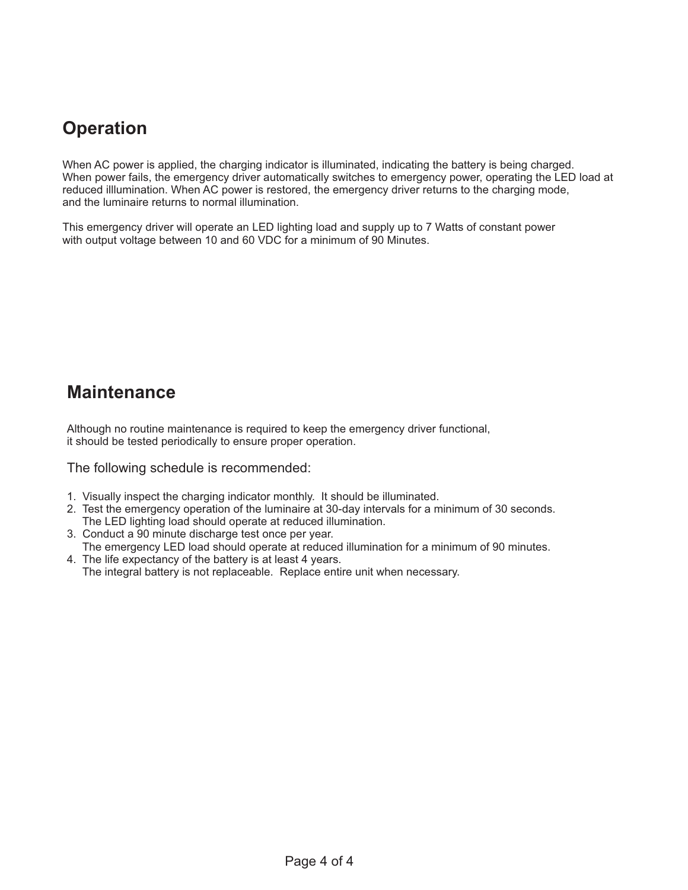## Operation

When AC power is applied, the charging indicator is illuminated, indicating the battery is being charged. When power fails, the emergency driver automatically switches to emergency power, operating the LED load at reduced illlumination. When AC power is restored, the emergency driver returns to the charging mode, and the luminaire returns to normal illumination.

This emergency driver will operate an LED lighting load and supply up to 7 Watts of constant power with output voltage between 10 and 60 VDC for a minimum of 90 Minutes.

## Maintenance

Although no routine maintenance is required to keep the emergency driver functional, it should be tested periodically to ensure proper operation.

The following schedule is recommended:

1. Visually inspect the charging indicator monthly. It should be illuminated.
2. Test the emergency operation of the luminaire at 30-day intervals for a minimum of 30 seconds.
   The LED lighting load should operate at reduced illumination.
3. Conduct a 90 minute discharge test once per year.
   The emergency LED load should operate at reduced illumination for a minimum of 90 minutes.
4. The life expectancy of the battery is at least 4 years.
   The integral battery is not replaceable. Replace entire unit when necessary.